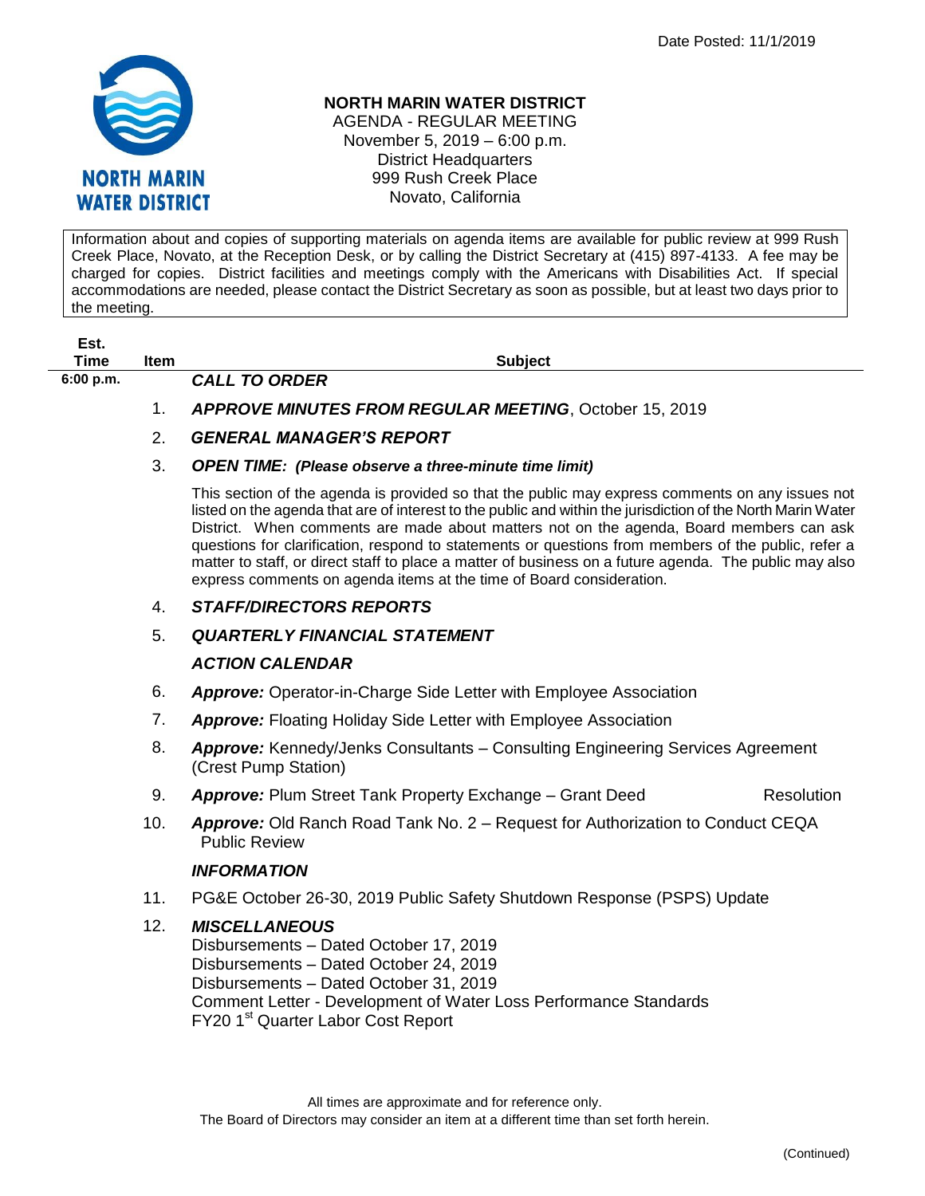Date Posted: 11/1/2019

# NORTH MARIN WATER DISTRICT

AGENDA - REGULAR MEETING
November 5, 2019 – 6:00 p.m.
District Headquarters
999 Rush Creek Place
Novato, California

Information about and copies of supporting materials on agenda items are available for public review at 999 Rush Creek Place, Novato, at the Reception Desk, or by calling the District Secretary at (415) 897-4133. A fee may be charged for copies. District facilities and meetings comply with the Americans with Disabilities Act. If special accommodations are needed, please contact the District Secretary as soon as possible, but at least two days prior to the meeting.

| Est. Time | Item | Subject |
|---|---|---|
| 6:00 p.m. | | ***CALL TO ORDER*** |
| | 1. | ***APPROVE MINUTES FROM REGULAR MEETING***, October 15, 2019 |
| | 2. | ***GENERAL MANAGER'S REPORT*** |
| | 3. | ***OPEN TIME: (Please observe a three-minute time limit)*** |
| | | This section of the agenda is provided so that the public may express comments on any issues not listed on the agenda that are of interest to the public and within the jurisdiction of the North Marin Water District. When comments are made about matters not on the agenda, Board members can ask questions for clarification, respond to statements or questions from members of the public, refer a matter to staff, or direct staff to place a matter of business on a future agenda. The public may also express comments on agenda items at the time of Board consideration. |
| | 4. | ***STAFF/DIRECTORS REPORTS*** |
| | 5. | ***QUARTERLY FINANCIAL STATEMENT*** |
| | | ***ACTION CALENDAR*** |
| | 6. | ***Approve:*** Operator-in-Charge Side Letter with Employee Association |
| | 7. | ***Approve:*** Floating Holiday Side Letter with Employee Association |
| | 8. | ***Approve:*** Kennedy/Jenks Consultants – Consulting Engineering Services Agreement (Crest Pump Station) |
| | 9. | ***Approve:*** Plum Street Tank Property Exchange – Grant Deed — Resolution |
| | 10. | ***Approve:*** Old Ranch Road Tank No. 2 – Request for Authorization to Conduct CEQA Public Review |
| | | ***INFORMATION*** |
| | 11. | PG&E October 26-30, 2019 Public Safety Shutdown Response (PSPS) Update |
| | 12. | ***MISCELLANEOUS***<br>Disbursements – Dated October 17, 2019<br>Disbursements – Dated October 24, 2019<br>Disbursements – Dated October 31, 2019<br>Comment Letter - Development of Water Loss Performance Standards<br>FY20 1st Quarter Labor Cost Report |

All times are approximate and for reference only.
The Board of Directors may consider an item at a different time than set forth herein.

(Continued)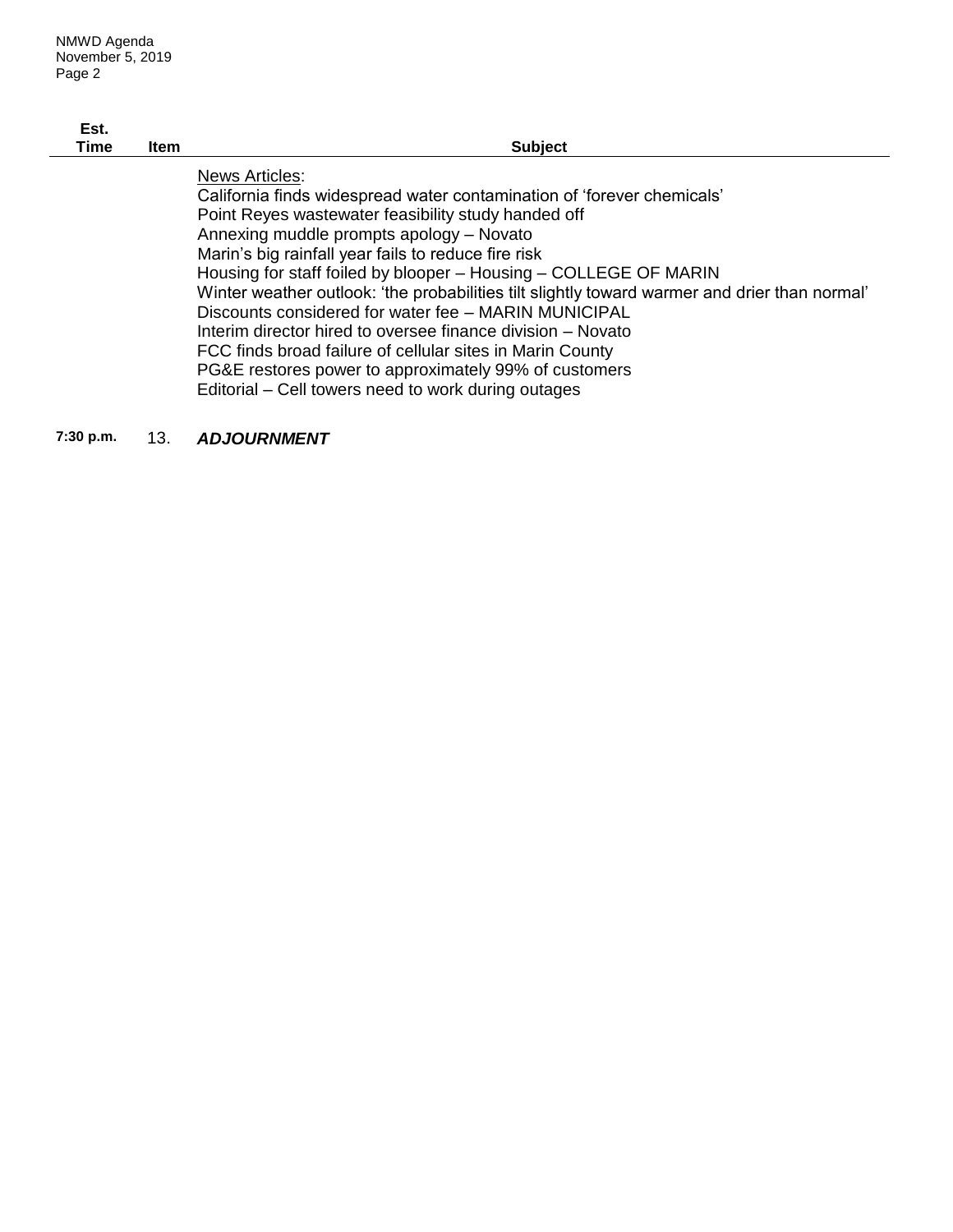| Est. Time | Item | Subject |
|---|---|---|
| | | News Articles:<br>California finds widespread water contamination of 'forever chemicals'<br>Point Reyes wastewater feasibility study handed off<br>Annexing muddle prompts apology – Novato<br>Marin's big rainfall year fails to reduce fire risk<br>Housing for staff foiled by blooper – Housing – COLLEGE OF MARIN<br>Winter weather outlook: 'the probabilities tilt slightly toward warmer and drier than normal'<br>Discounts considered for water fee – MARIN MUNICIPAL<br>Interim director hired to oversee finance division – Novato<br>FCC finds broad failure of cellular sites in Marin County<br>PG&E restores power to approximately 99% of customers<br>Editorial – Cell towers need to work during outages |
| 7:30 p.m. | 13. | ***ADJOURNMENT*** |